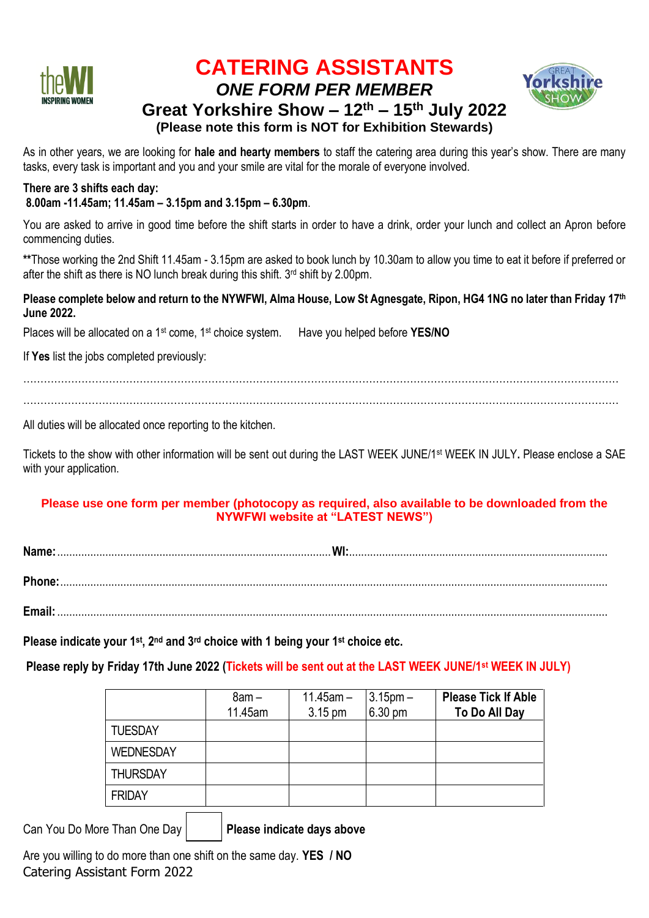# CATERING ASSISTANTS

## *ONE FORM PER MEMBER*

## Great Yorkshire Show – 12th – 15th July 2022

**(Please note this form is NOT for Exhibition Stewards)**

As in other years, we are looking for **hale and hearty members** to staff the catering area during this year's show. There are many tasks, every task is important and you and your smile are vital for the morale of everyone involved.

**There are 3 shifts each day:**
**8.00am -11.45am; 11.45am – 3.15pm and 3.15pm – 6.30pm**.

You are asked to arrive in good time before the shift starts in order to have a drink, order your lunch and collect an Apron before commencing duties.

**Those working the 2nd Shift 11.45am - 3.15pm are asked to book lunch by 10.30am to allow you time to eat it before if preferred or after the shift as there is NO lunch break during this shift. 3rd shift by 2.00pm.

**Please complete below and return to the NYWFWI, Alma House, Low St Agnesgate, Ripon, HG4 1NG no later than Friday 17th June 2022.**

Places will be allocated on a 1st come, 1st choice system. Have you helped before **YES/NO**

If **Yes** list the jobs completed previously:

.......................................................................................................................................................................

.......................................................................................................................................................................

All duties will be allocated once reporting to the kitchen.

Tickets to the show with other information will be sent out during the LAST WEEK JUNE/1st WEEK IN JULY**.** Please enclose a SAE with your application.

**Please use one form per member (photocopy as required, also available to be downloaded from the NYWFWI website at "LATEST NEWS")**

**Name:**........................................................................................**WI:**....................................................................................

**Phone:**...............................................................................................................................................................................

**Email:**................................................................................................................................................................................

**Please indicate your 1st, 2nd and 3rd choice with 1 being your 1st choice etc.**

**Please reply by Friday 17th June 2022 (Tickets will be sent out at the LAST WEEK JUNE/1st WEEK IN JULY)**

| | 8am – 11.45am | 11.45am – 3.15 pm | 3.15pm – 6.30 pm | **Please Tick If Able To Do All Day** |
|---|---|---|---|---|
| TUESDAY | | | | |
| WEDNESDAY | | | | |
| THURSDAY | | | | |
| FRIDAY | | | | |

Can You Do More Than One Day ☐ **Please indicate days above**

Are you willing to do more than one shift on the same day. **YES / NO**

Catering Assistant Form 2022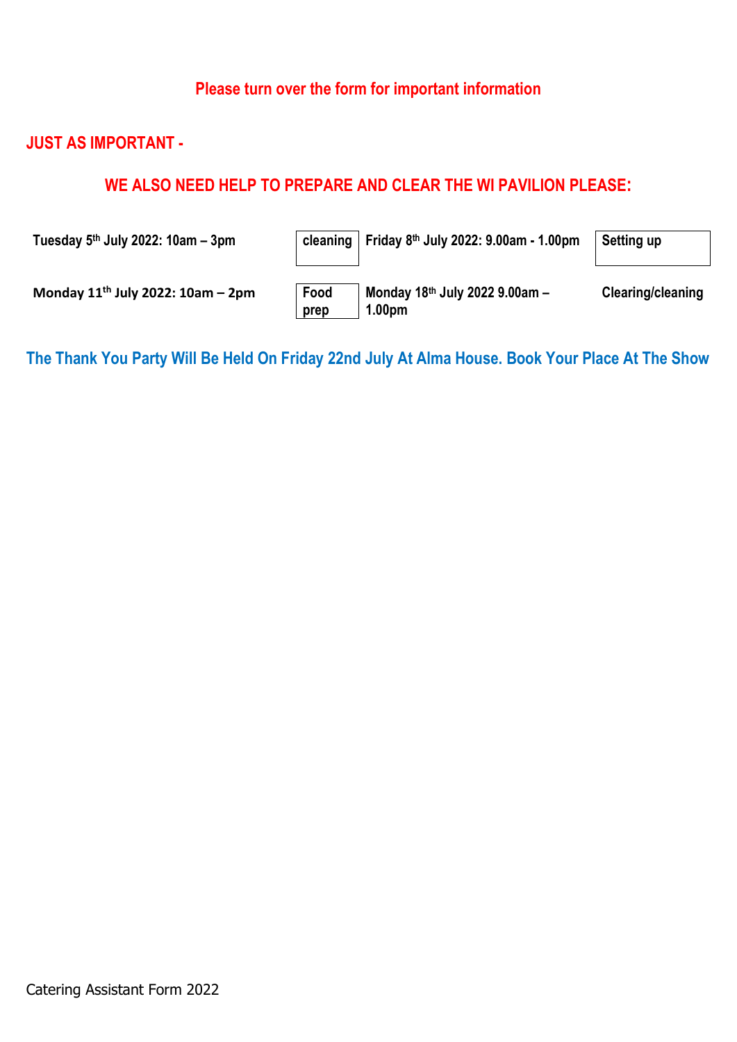**Please turn over the form for important information**

**JUST AS IMPORTANT -**

**WE ALSO NEED HELP TO PREPARE AND CLEAR THE WI PAVILION PLEASE:**

| | | | |
|---|---|---|---|
| **Tuesday 5th July 2022: 10am – 3pm** | **cleaning** | **Friday 8th July 2022: 9.00am - 1.00pm** | **Setting up** |
| **Monday 11th July 2022: 10am – 2pm** | **Food prep** | **Monday 18th July 2022 9.00am – 1.00pm** | **Clearing/cleaning** |

**The Thank You Party Will Be Held On Friday 22nd July At Alma House. Book Your Place At The Show**

Catering Assistant Form 2022